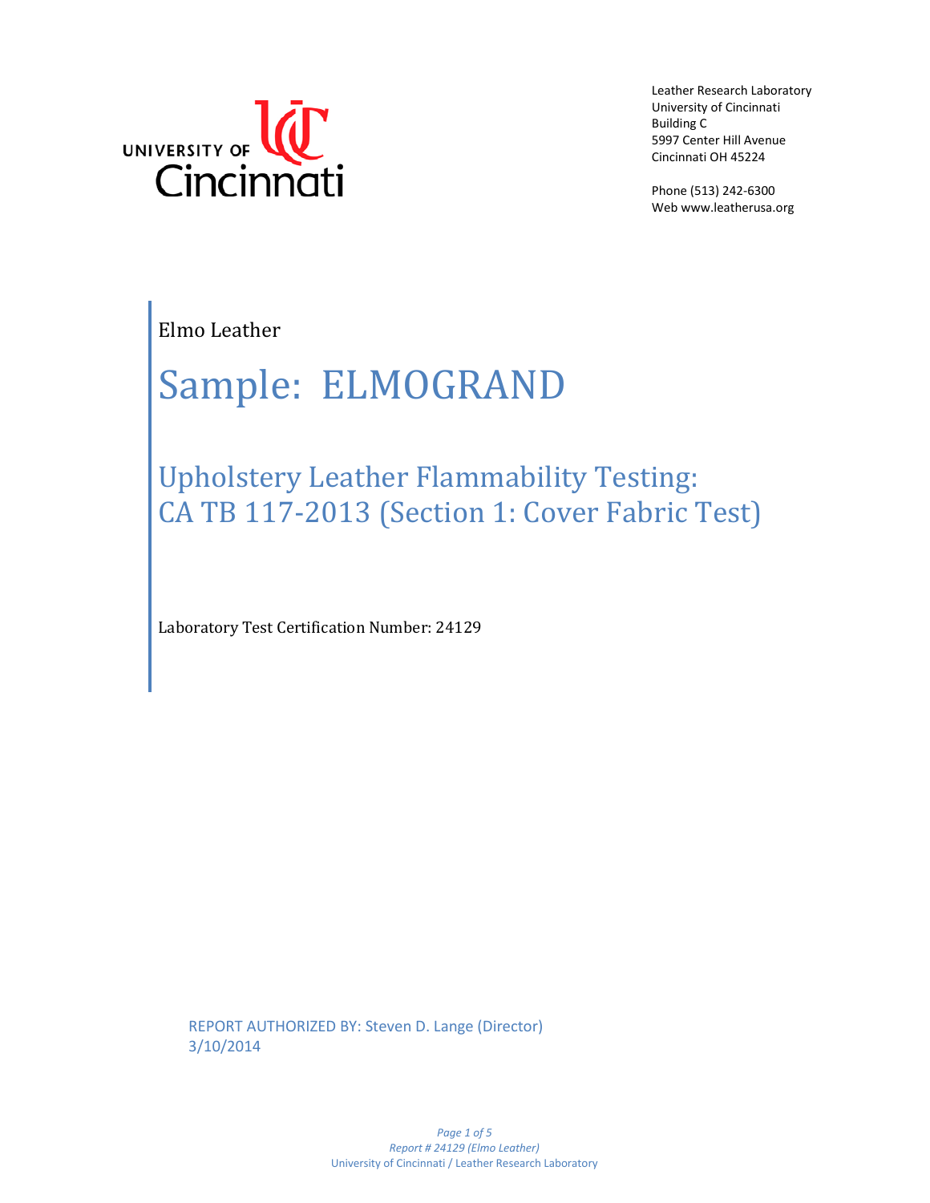UNIVERSITY OF Cincinnati

Leather Research Laboratory
University of Cincinnati
Building C
5997 Center Hill Avenue
Cincinnati OH 45224

Phone (513) 242-6300
Web www.leatherusa.org

Elmo Leather

# Sample: ELMOGRAND

## Upholstery Leather Flammability Testing: CA TB 117-2013 (Section 1: Cover Fabric Test)

Laboratory Test Certification Number: 24129

REPORT AUTHORIZED BY: Steven D. Lange (Director)
3/10/2014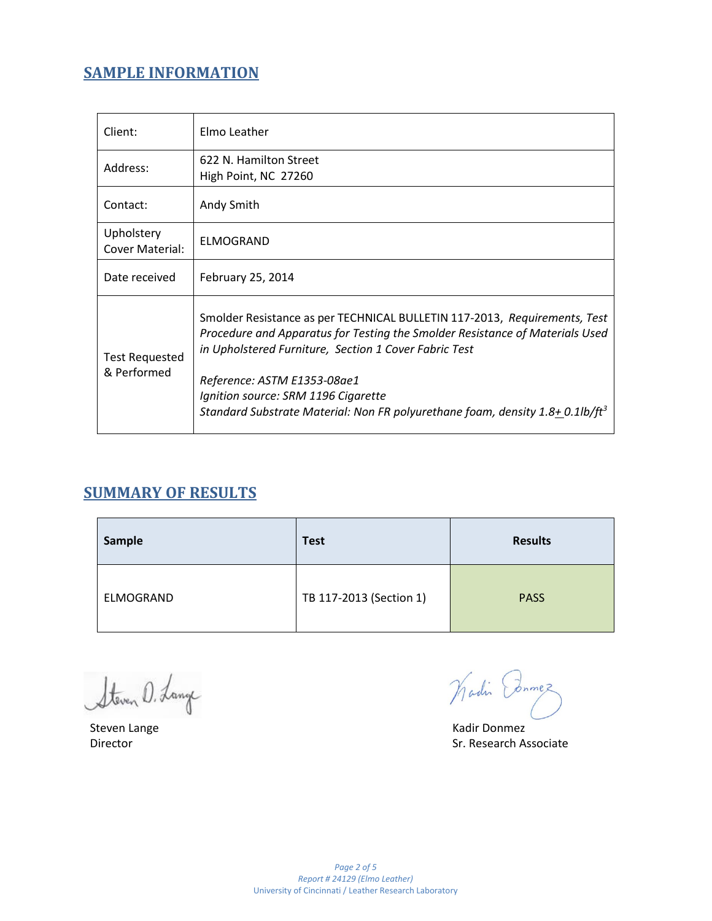## SAMPLE INFORMATION

| | |
|---|---|
| Client: | Elmo Leather |
| Address: | 622 N. Hamilton Street<br>High Point, NC 27260 |
| Contact: | Andy Smith |
| Upholstery Cover Material: | ELMOGRAND |
| Date received | February 25, 2014 |
| Test Requested & Performed | Smolder Resistance as per TECHNICAL BULLETIN 117-2013, *Requirements, Test Procedure and Apparatus for Testing the Smolder Resistance of Materials Used in Upholstered Furniture, Section 1 Cover Fabric Test*<br><br>*Reference: ASTM E1353-08ae1*<br>*Ignition source: SRM 1196 Cigarette*<br>*Standard Substrate Material: Non FR polyurethane foam, density 1.8± 0.1lb/ft*$^3$ |

## SUMMARY OF RESULTS

| Sample | Test | Results |
|---|---|---|
| ELMOGRAND | TB 117-2013 (Section 1) | PASS |

Steven Lange
Director

Kadir Donmez
Sr. Research Associate

Report # 24129 (Elmo Leather)
University of Cincinnati / Leather Research Laboratory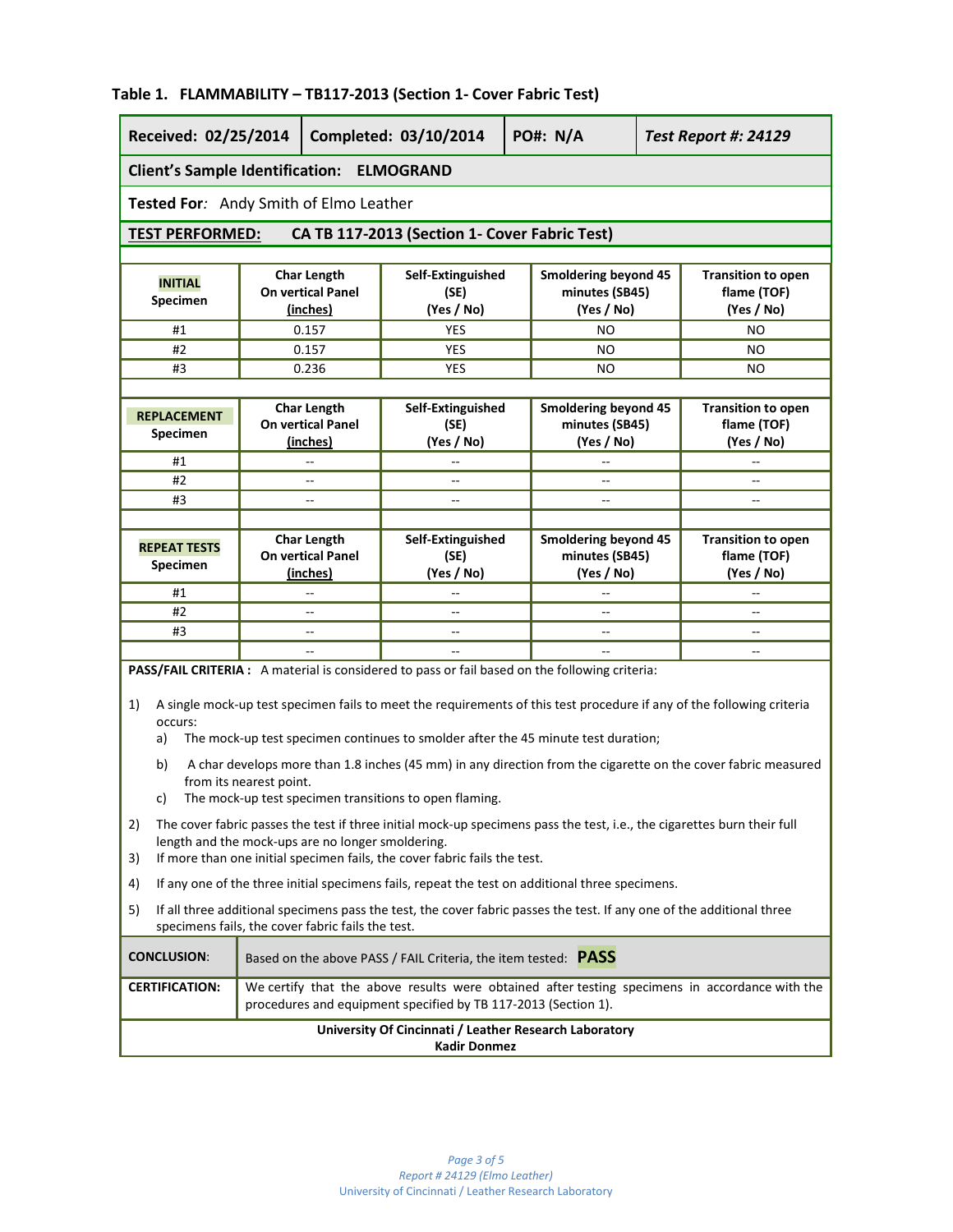**Table 1. FLAMMABILITY – TB117-2013 (Section 1- Cover Fabric Test)**

| Received: 02/25/2014 | Completed: 03/10/2014 | PO#: N/A | *Test Report #: 24129* |
|---|---|---|---|

**Client's Sample Identification:** ELMOGRAND

**Tested For***:* Andy Smith of Elmo Leather

**TEST PERFORMED:** CA TB 117-2013 (Section 1- Cover Fabric Test)

| **INITIAL** Specimen | Char Length On vertical Panel (inches) | Self-Extinguished (SE) (Yes / No) | Smoldering beyond 45 minutes (SB45) (Yes / No) | Transition to open flame (TOF) (Yes / No) |
|---|---|---|---|---|
| #1 | 0.157 | YES | NO | NO |
| #2 | 0.157 | YES | NO | NO |
| #3 | 0.236 | YES | NO | NO |

| **REPLACEMENT** Specimen | Char Length On vertical Panel (inches) | Self-Extinguished (SE) (Yes / No) | Smoldering beyond 45 minutes (SB45) (Yes / No) | Transition to open flame (TOF) (Yes / No) |
|---|---|---|---|---|
| #1 | -- | -- | -- | -- |
| #2 | -- | -- | -- | -- |
| #3 | -- | -- | -- | -- |

| **REPEAT TESTS** Specimen | Char Length On vertical Panel (inches) | Self-Extinguished (SE) (Yes / No) | Smoldering beyond 45 minutes (SB45) (Yes / No) | Transition to open flame (TOF) (Yes / No) |
|---|---|---|---|---|
| #1 | -- | -- | -- | -- |
| #2 | -- | -- | -- | -- |
| #3 | -- | -- | -- | -- |
| | -- | -- | -- | -- |

**PASS/FAIL CRITERIA :** A material is considered to pass or fail based on the following criteria:

1) A single mock-up test specimen fails to meet the requirements of this test procedure if any of the following criteria occurs:
   a) The mock-up test specimen continues to smolder after the 45 minute test duration;
   b) A char develops more than 1.8 inches (45 mm) in any direction from the cigarette on the cover fabric measured from its nearest point.
   c) The mock-up test specimen transitions to open flaming.
2) The cover fabric passes the test if three initial mock-up specimens pass the test, i.e., the cigarettes burn their full length and the mock-ups are no longer smoldering.
3) If more than one initial specimen fails, the cover fabric fails the test.
4) If any one of the three initial specimens fails, repeat the test on additional three specimens.
5) If all three additional specimens pass the test, the cover fabric passes the test. If any one of the additional three specimens fails, the cover fabric fails the test.

| | |
|---|---|
| **CONCLUSION**: | Based on the above PASS / FAIL Criteria, the item tested: **PASS** |
| **CERTIFICATION:** | We certify that the above results were obtained after testing specimens in accordance with the procedures and equipment specified by TB 117-2013 (Section 1). |

**University Of Cincinnati / Leather Research Laboratory**
**Kadir Donmez**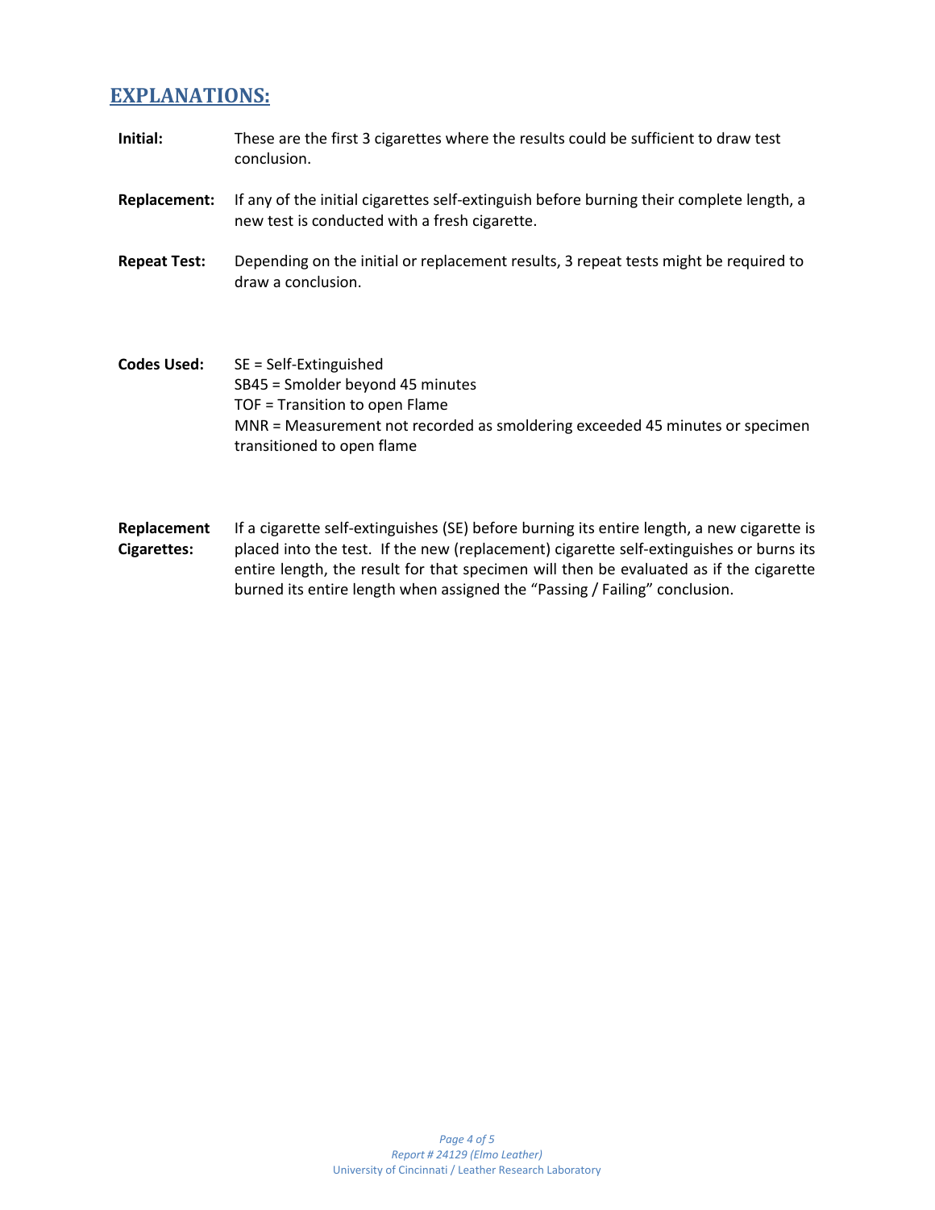## EXPLANATIONS:

**Initial:** These are the first 3 cigarettes where the results could be sufficient to draw test conclusion.

**Replacement:** If any of the initial cigarettes self-extinguish before burning their complete length, a new test is conducted with a fresh cigarette.

**Repeat Test:** Depending on the initial or replacement results, 3 repeat tests might be required to draw a conclusion.

**Codes Used:**
SE = Self-Extinguished
SB45 = Smolder beyond 45 minutes
TOF = Transition to open Flame
MNR = Measurement not recorded as smoldering exceeded 45 minutes or specimen transitioned to open flame

**Replacement Cigarettes:** If a cigarette self-extinguishes (SE) before burning its entire length, a new cigarette is placed into the test. If the new (replacement) cigarette self-extinguishes or burns its entire length, the result for that specimen will then be evaluated as if the cigarette burned its entire length when assigned the "Passing / Failing" conclusion.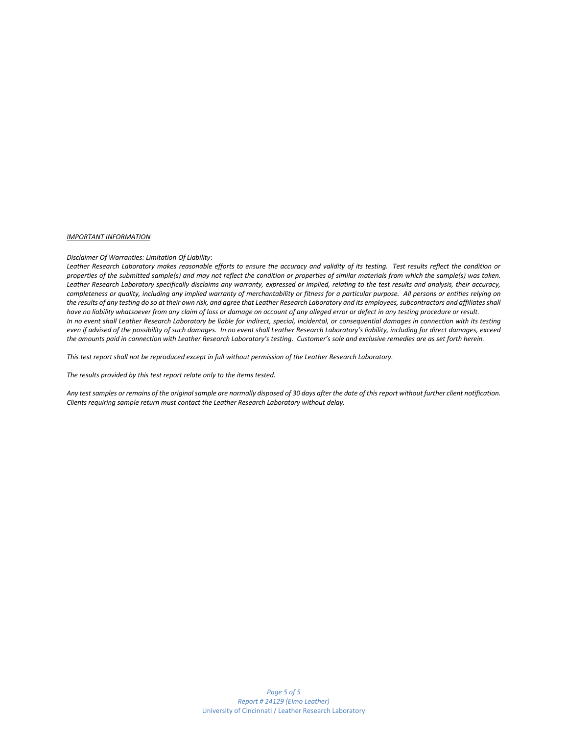*IMPORTANT INFORMATION*

*Disclaimer Of Warranties: Limitation Of Liability*:

*Leather Research Laboratory makes reasonable efforts to ensure the accuracy and validity of its testing. Test results reflect the condition or properties of the submitted sample(s) and may not reflect the condition or properties of similar materials from which the sample(s) was taken. Leather Research Laboratory specifically disclaims any warranty, expressed or implied, relating to the test results and analysis, their accuracy, completeness or quality, including any implied warranty of merchantability or fitness for a particular purpose. All persons or entities relying on the results of any testing do so at their own risk, and agree that Leather Research Laboratory and its employees, subcontractors and affiliates shall have no liability whatsoever from any claim of loss or damage on account of any alleged error or defect in any testing procedure or result. In no event shall Leather Research Laboratory be liable for indirect, special, incidental, or consequential damages in connection with its testing even if advised of the possibility of such damages. In no event shall Leather Research Laboratory's liability, including for direct damages, exceed the amounts paid in connection with Leather Research Laboratory's testing. Customer's sole and exclusive remedies are as set forth herein.*

*This test report shall not be reproduced except in full without permission of the Leather Research Laboratory.*

*The results provided by this test report relate only to the items tested.*

*Any test samples or remains of the original sample are normally disposed of 30 days after the date of this report without further client notification. Clients requiring sample return must contact the Leather Research Laboratory without delay.*